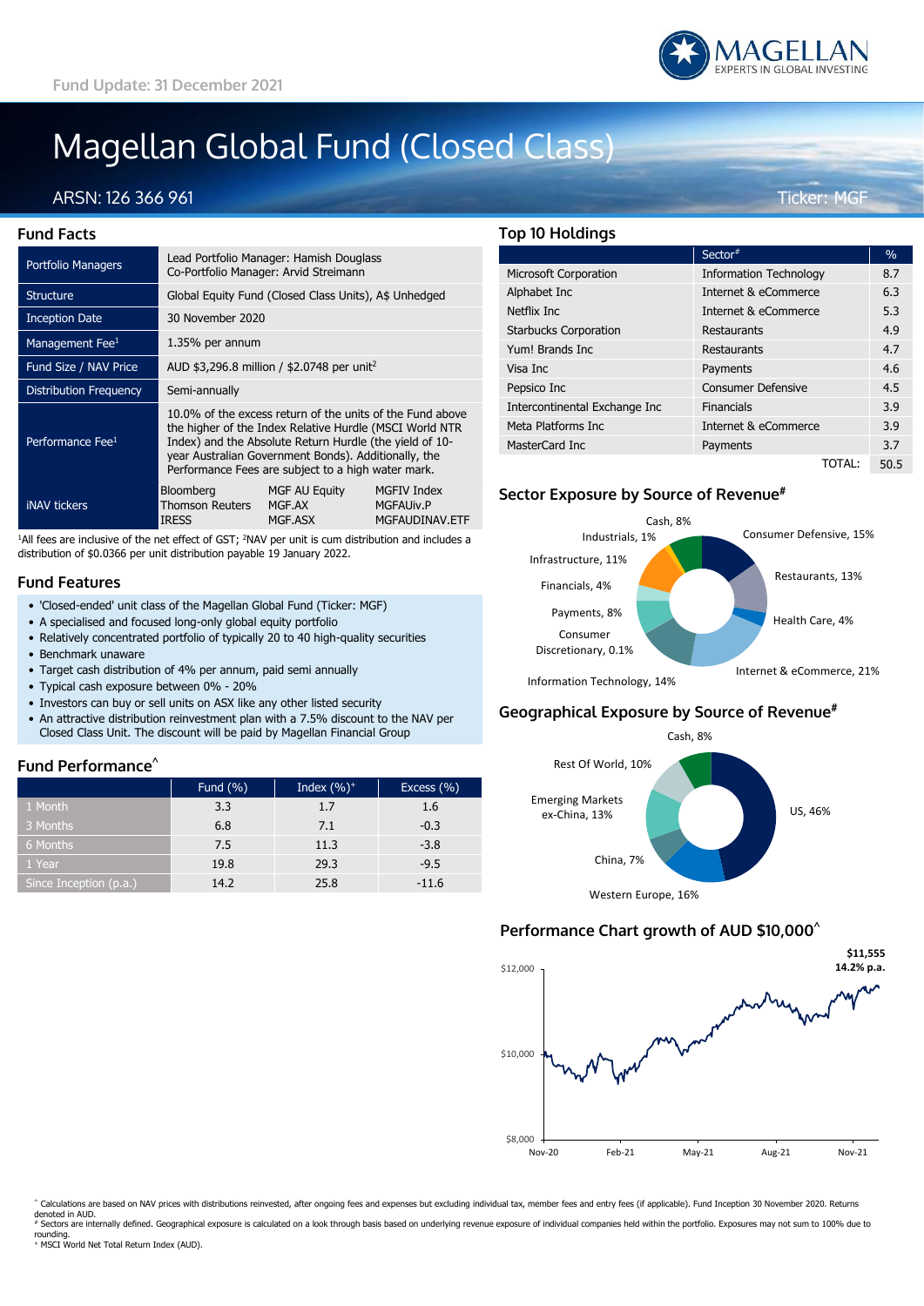Fund Update: 31 December 2021

# Magellan Global Fund (Closed Class)

ARSN: 126 366 961

Ticker: MGF

## Fund Facts

| | | | |
|---|---|---|---|
| Portfolio Managers | Lead Portfolio Manager: Hamish Douglass<br>Co-Portfolio Manager: Arvid Streimann | | |
| Structure | Global Equity Fund (Closed Class Units), A$ Unhedged | | |
| Inception Date | 30 November 2020 | | |
| Management Fee[1] | 1.35% per annum | | |
| Fund Size / NAV Price | AUD $3,296.8 million / $2.0748 per unit[2] | | |
| Distribution Frequency | Semi-annually | | |
| Performance Fee[1] | 10.0% of the excess return of the units of the Fund above the higher of the Index Relative Hurdle (MSCI World NTR Index) and the Absolute Return Hurdle (the yield of 10-year Australian Government Bonds). Additionally, the Performance Fees are subject to a high water mark. | | |
| iNAV tickers | Bloomberg<br>Thomson Reuters<br>IRESS | MGF AU Equity<br>MGF.AX<br>MGF.ASX | MGFIV Index<br>MGFAUiv.P<br>MGFAUDINAV.ETF |

[1]All fees are inclusive of the net effect of GST; [2]NAV per unit is cum distribution and includes a distribution of $0.0366 per unit distribution payable 19 January 2022.

## Fund Features

- 'Closed-ended' unit class of the Magellan Global Fund (Ticker: MGF)
- A specialised and focused long-only global equity portfolio
- Relatively concentrated portfolio of typically 20 to 40 high-quality securities
- Benchmark unaware
- Target cash distribution of 4% per annum, paid semi annually
- Typical cash exposure between 0% - 20%
- Investors can buy or sell units on ASX like any other listed security
- An attractive distribution reinvestment plan with a 7.5% discount to the NAV per Closed Class Unit. The discount will be paid by Magellan Financial Group

## Fund Performance^

| | Fund (%) | Index (%)+ | Excess (%) |
|---|---|---|---|
| 1 Month | 3.3 | 1.7 | 1.6 |
| 3 Months | 6.8 | 7.1 | -0.3 |
| 6 Months | 7.5 | 11.3 | -3.8 |
| 1 Year | 19.8 | 29.3 | -9.5 |
| Since Inception (p.a.) | 14.2 | 25.8 | -11.6 |

## Top 10 Holdings

| | Sector# | % |
|---|---|---|
| Microsoft Corporation | Information Technology | 8.7 |
| Alphabet Inc | Internet & eCommerce | 6.3 |
| Netflix Inc | Internet & eCommerce | 5.3 |
| Starbucks Corporation | Restaurants | 4.9 |
| Yum! Brands Inc | Restaurants | 4.7 |
| Visa Inc | Payments | 4.6 |
| Pepsico Inc | Consumer Defensive | 4.5 |
| Intercontinental Exchange Inc | Financials | 3.9 |
| Meta Platforms Inc | Internet & eCommerce | 3.9 |
| MasterCard Inc | Payments | 3.7 |
| | TOTAL: | 50.5 |

## Sector Exposure by Source of Revenue#

| Sector | % |
|---|---|
| Consumer Defensive | 15% |
| Restaurants | 13% |
| Health Care | 4% |
| Internet & eCommerce | 21% |
| Information Technology | 14% |
| Consumer Discretionary | 0.1% |
| Payments | 8% |
| Financials | 4% |
| Infrastructure | 11% |
| Industrials | 1% |
| Cash | 8% |

## Geographical Exposure by Source of Revenue#

| Region | % |
|---|---|
| US | 46% |
| Western Europe | 16% |
| China | 7% |
| Emerging Markets ex-China | 13% |
| Rest Of World | 10% |
| Cash | 8% |

## Performance Chart growth of AUD $10,000^

$11,555
14.2% p.a.

^ Calculations are based on NAV prices with distributions reinvested, after ongoing fees and expenses but excluding individual tax, member fees and entry fees (if applicable). Fund Inception 30 November 2020. Returns denoted in AUD.
# Sectors are internally defined. Geographical exposure is calculated on a look through basis based on underlying revenue exposure of individual companies held within the portfolio. Exposures may not sum to 100% due to rounding.
+ MSCI World Net Total Return Index (AUD).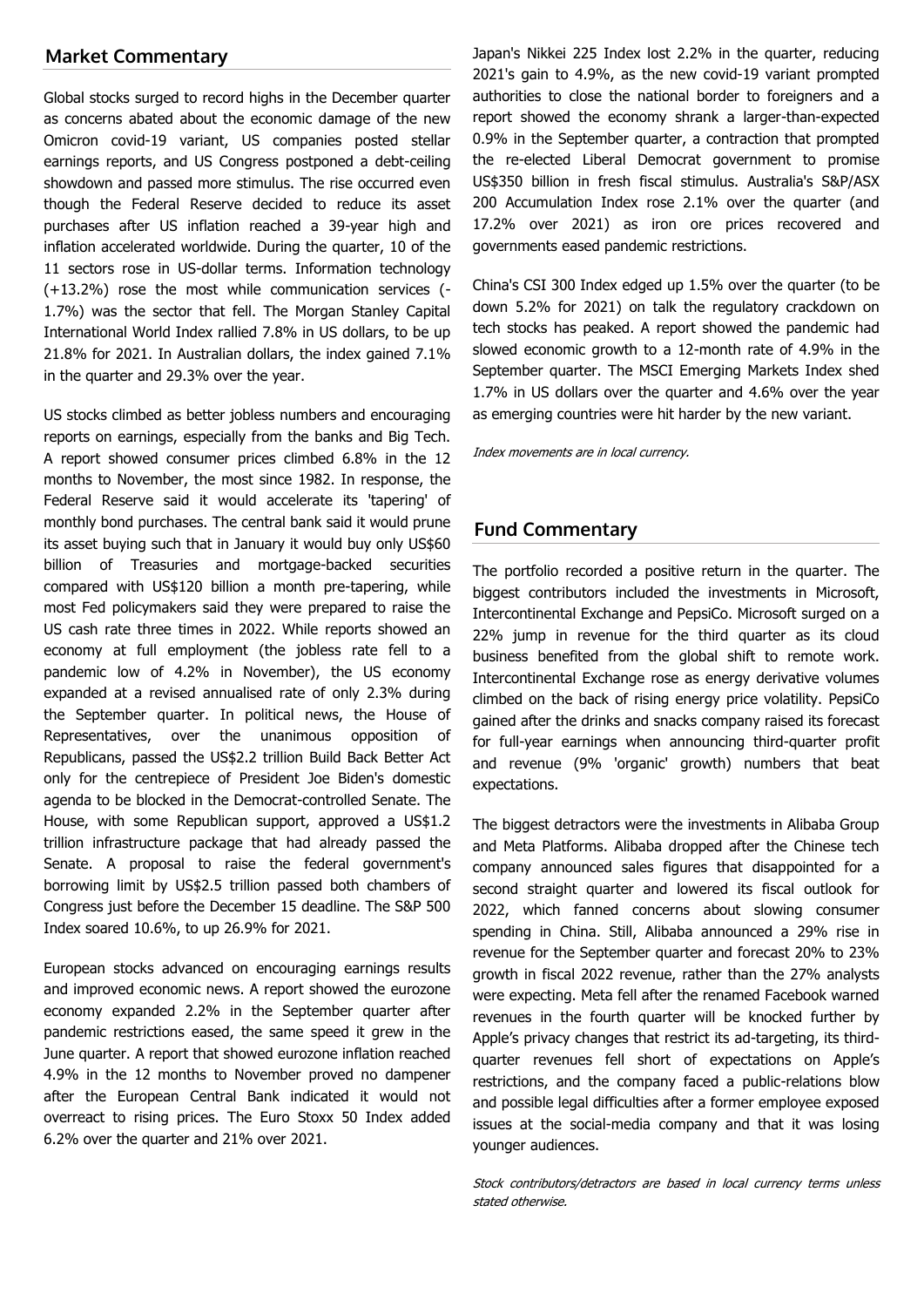## Market Commentary

Global stocks surged to record highs in the December quarter as concerns abated about the economic damage of the new Omicron covid-19 variant, US companies posted stellar earnings reports, and US Congress postponed a debt-ceiling showdown and passed more stimulus. The rise occurred even though the Federal Reserve decided to reduce its asset purchases after US inflation reached a 39-year high and inflation accelerated worldwide. During the quarter, 10 of the 11 sectors rose in US-dollar terms. Information technology (+13.2%) rose the most while communication services (-1.7%) was the sector that fell. The Morgan Stanley Capital International World Index rallied 7.8% in US dollars, to be up 21.8% for 2021. In Australian dollars, the index gained 7.1% in the quarter and 29.3% over the year.

US stocks climbed as better jobless numbers and encouraging reports on earnings, especially from the banks and Big Tech. A report showed consumer prices climbed 6.8% in the 12 months to November, the most since 1982. In response, the Federal Reserve said it would accelerate its 'tapering' of monthly bond purchases. The central bank said it would prune its asset buying such that in January it would buy only US$60 billion of Treasuries and mortgage-backed securities compared with US$120 billion a month pre-tapering, while most Fed policymakers said they were prepared to raise the US cash rate three times in 2022. While reports showed an economy at full employment (the jobless rate fell to a pandemic low of 4.2% in November), the US economy expanded at a revised annualised rate of only 2.3% during the September quarter. In political news, the House of Representatives, over the unanimous opposition of Republicans, passed the US$2.2 trillion Build Back Better Act only for the centrepiece of President Joe Biden's domestic agenda to be blocked in the Democrat-controlled Senate. The House, with some Republican support, approved a US$1.2 trillion infrastructure package that had already passed the Senate. A proposal to raise the federal government's borrowing limit by US$2.5 trillion passed both chambers of Congress just before the December 15 deadline. The S&P 500 Index soared 10.6%, to up 26.9% for 2021.

European stocks advanced on encouraging earnings results and improved economic news. A report showed the eurozone economy expanded 2.2% in the September quarter after pandemic restrictions eased, the same speed it grew in the June quarter. A report that showed eurozone inflation reached 4.9% in the 12 months to November proved no dampener after the European Central Bank indicated it would not overreact to rising prices. The Euro Stoxx 50 Index added 6.2% over the quarter and 21% over 2021.

Japan's Nikkei 225 Index lost 2.2% in the quarter, reducing 2021's gain to 4.9%, as the new covid-19 variant prompted authorities to close the national border to foreigners and a report showed the economy shrank a larger-than-expected 0.9% in the September quarter, a contraction that prompted the re-elected Liberal Democrat government to promise US$350 billion in fresh fiscal stimulus. Australia's S&P/ASX 200 Accumulation Index rose 2.1% over the quarter (and 17.2% over 2021) as iron ore prices recovered and governments eased pandemic restrictions.

China's CSI 300 Index edged up 1.5% over the quarter (to be down 5.2% for 2021) on talk the regulatory crackdown on tech stocks has peaked. A report showed the pandemic had slowed economic growth to a 12-month rate of 4.9% in the September quarter. The MSCI Emerging Markets Index shed 1.7% in US dollars over the quarter and 4.6% over the year as emerging countries were hit harder by the new variant.

*Index movements are in local currency.*

## Fund Commentary

The portfolio recorded a positive return in the quarter. The biggest contributors included the investments in Microsoft, Intercontinental Exchange and PepsiCo. Microsoft surged on a 22% jump in revenue for the third quarter as its cloud business benefited from the global shift to remote work. Intercontinental Exchange rose as energy derivative volumes climbed on the back of rising energy price volatility. PepsiCo gained after the drinks and snacks company raised its forecast for full-year earnings when announcing third-quarter profit and revenue (9% 'organic' growth) numbers that beat expectations.

The biggest detractors were the investments in Alibaba Group and Meta Platforms. Alibaba dropped after the Chinese tech company announced sales figures that disappointed for a second straight quarter and lowered its fiscal outlook for 2022, which fanned concerns about slowing consumer spending in China. Still, Alibaba announced a 29% rise in revenue for the September quarter and forecast 20% to 23% growth in fiscal 2022 revenue, rather than the 27% analysts were expecting. Meta fell after the renamed Facebook warned revenues in the fourth quarter will be knocked further by Apple's privacy changes that restrict its ad-targeting, its third-quarter revenues fell short of expectations on Apple's restrictions, and the company faced a public-relations blow and possible legal difficulties after a former employee exposed issues at the social-media company and that it was losing younger audiences.

*Stock contributors/detractors are based in local currency terms unless stated otherwise.*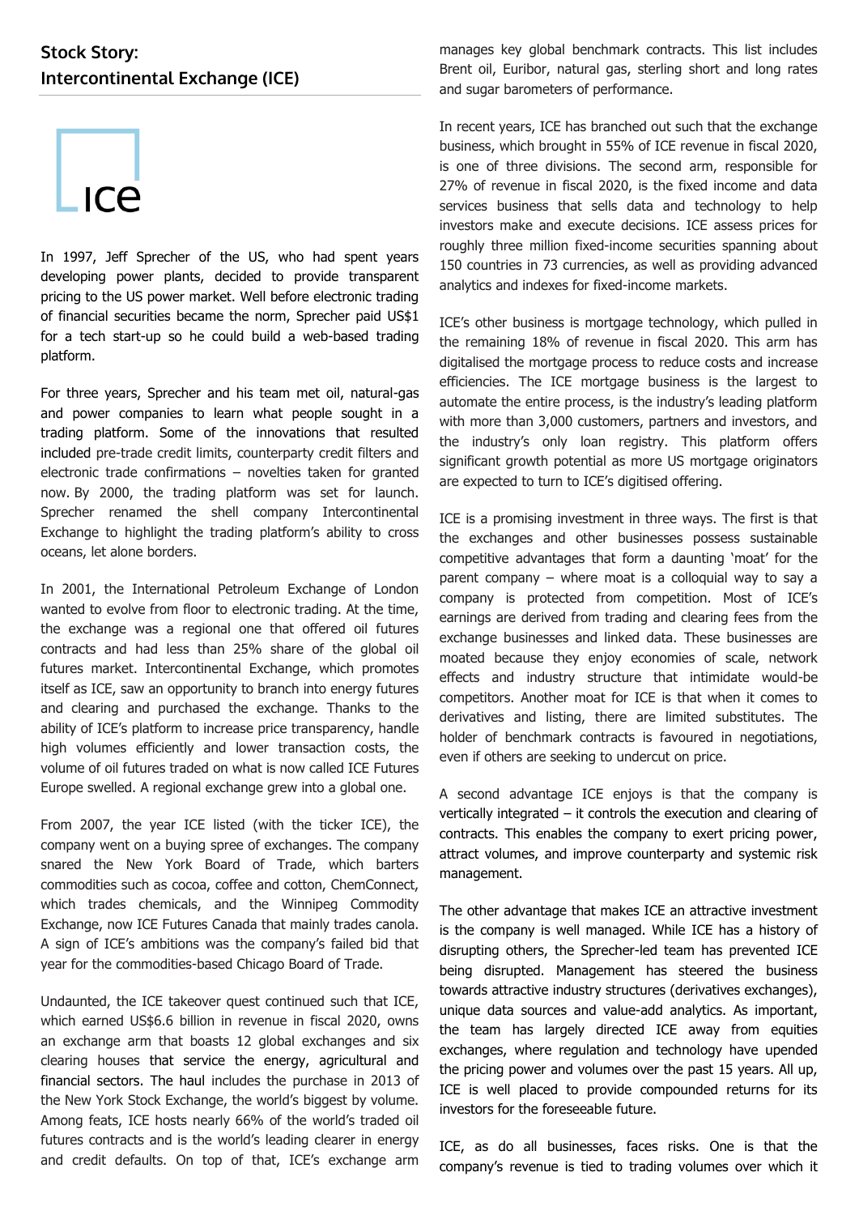## Stock Story: Intercontinental Exchange (ICE)

In 1997, Jeff Sprecher of the US, who had spent years developing power plants, decided to provide transparent pricing to the US power market. Well before electronic trading of financial securities became the norm, Sprecher paid US$1 for a tech start-up so he could build a web-based trading platform.

For three years, Sprecher and his team met oil, natural-gas and power companies to learn what people sought in a trading platform. Some of the innovations that resulted included pre-trade credit limits, counterparty credit filters and electronic trade confirmations – novelties taken for granted now. By 2000, the trading platform was set for launch. Sprecher renamed the shell company Intercontinental Exchange to highlight the trading platform's ability to cross oceans, let alone borders.

In 2001, the International Petroleum Exchange of London wanted to evolve from floor to electronic trading. At the time, the exchange was a regional one that offered oil futures contracts and had less than 25% share of the global oil futures market. Intercontinental Exchange, which promotes itself as ICE, saw an opportunity to branch into energy futures and clearing and purchased the exchange. Thanks to the ability of ICE's platform to increase price transparency, handle high volumes efficiently and lower transaction costs, the volume of oil futures traded on what is now called ICE Futures Europe swelled. A regional exchange grew into a global one.

From 2007, the year ICE listed (with the ticker ICE), the company went on a buying spree of exchanges. The company snared the New York Board of Trade, which barters commodities such as cocoa, coffee and cotton, ChemConnect, which trades chemicals, and the Winnipeg Commodity Exchange, now ICE Futures Canada that mainly trades canola. A sign of ICE's ambitions was the company's failed bid that year for the commodities-based Chicago Board of Trade.

Undaunted, the ICE takeover quest continued such that ICE, which earned US$6.6 billion in revenue in fiscal 2020, owns an exchange arm that boasts 12 global exchanges and six clearing houses that service the energy, agricultural and financial sectors. The haul includes the purchase in 2013 of the New York Stock Exchange, the world's biggest by volume. Among feats, ICE hosts nearly 66% of the world's traded oil futures contracts and is the world's leading clearer in energy and credit defaults. On top of that, ICE's exchange arm manages key global benchmark contracts. This list includes Brent oil, Euribor, natural gas, sterling short and long rates and sugar barometers of performance.

In recent years, ICE has branched out such that the exchange business, which brought in 55% of ICE revenue in fiscal 2020, is one of three divisions. The second arm, responsible for 27% of revenue in fiscal 2020, is the fixed income and data services business that sells data and technology to help investors make and execute decisions. ICE assess prices for roughly three million fixed-income securities spanning about 150 countries in 73 currencies, as well as providing advanced analytics and indexes for fixed-income markets.

ICE's other business is mortgage technology, which pulled in the remaining 18% of revenue in fiscal 2020. This arm has digitalised the mortgage process to reduce costs and increase efficiencies. The ICE mortgage business is the largest to automate the entire process, is the industry's leading platform with more than 3,000 customers, partners and investors, and the industry's only loan registry. This platform offers significant growth potential as more US mortgage originators are expected to turn to ICE's digitised offering.

ICE is a promising investment in three ways. The first is that the exchanges and other businesses possess sustainable competitive advantages that form a daunting 'moat' for the parent company – where moat is a colloquial way to say a company is protected from competition. Most of ICE's earnings are derived from trading and clearing fees from the exchange businesses and linked data. These businesses are moated because they enjoy economies of scale, network effects and industry structure that intimidate would-be competitors. Another moat for ICE is that when it comes to derivatives and listing, there are limited substitutes. The holder of benchmark contracts is favoured in negotiations, even if others are seeking to undercut on price.

A second advantage ICE enjoys is that the company is vertically integrated – it controls the execution and clearing of contracts. This enables the company to exert pricing power, attract volumes, and improve counterparty and systemic risk management.

The other advantage that makes ICE an attractive investment is the company is well managed. While ICE has a history of disrupting others, the Sprecher-led team has prevented ICE being disrupted. Management has steered the business towards attractive industry structures (derivatives exchanges), unique data sources and value-add analytics. As important, the team has largely directed ICE away from equities exchanges, where regulation and technology have upended the pricing power and volumes over the past 15 years. All up, ICE is well placed to provide compounded returns for its investors for the foreseeable future.

ICE, as do all businesses, faces risks. One is that the company's revenue is tied to trading volumes over which it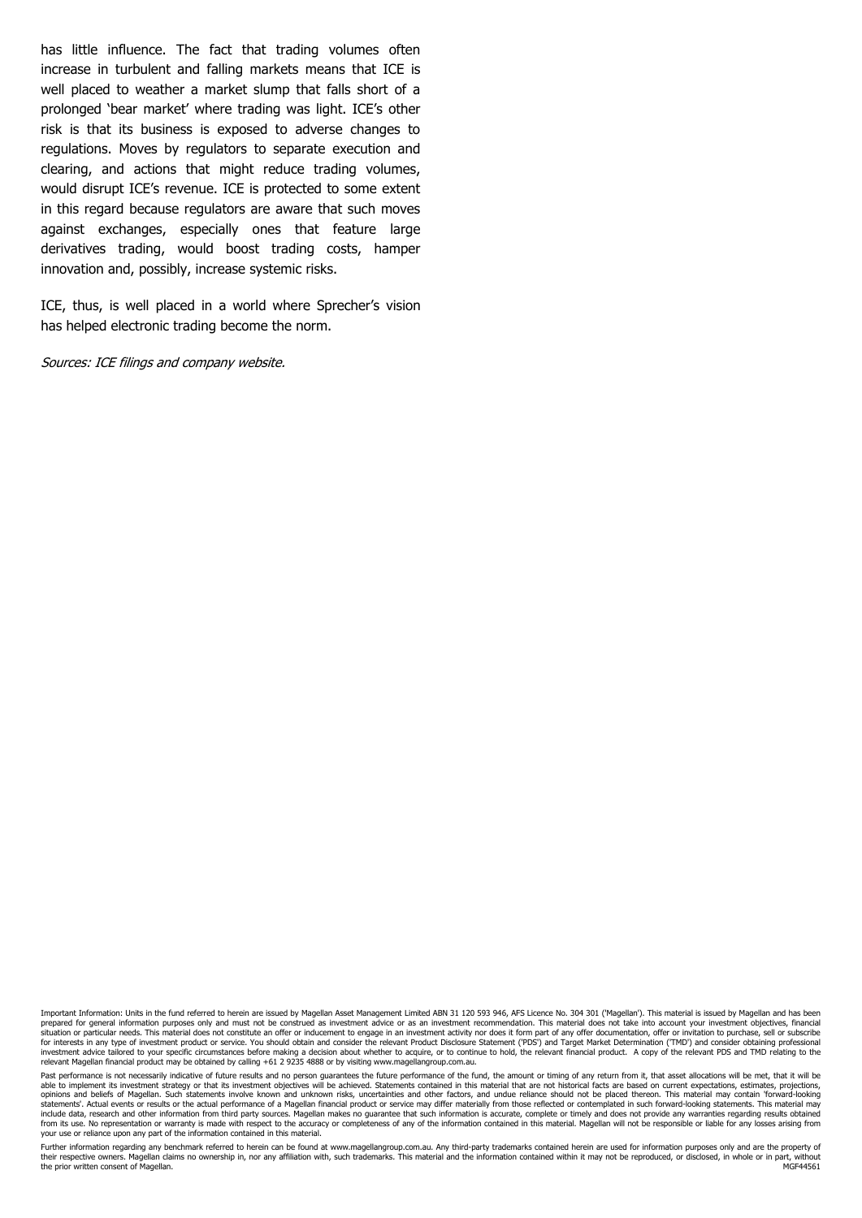has little influence. The fact that trading volumes often increase in turbulent and falling markets means that ICE is well placed to weather a market slump that falls short of a prolonged 'bear market' where trading was light. ICE's other risk is that its business is exposed to adverse changes to regulations. Moves by regulators to separate execution and clearing, and actions that might reduce trading volumes, would disrupt ICE's revenue. ICE is protected to some extent in this regard because regulators are aware that such moves against exchanges, especially ones that feature large derivatives trading, would boost trading costs, hamper innovation and, possibly, increase systemic risks.

ICE, thus, is well placed in a world where Sprecher's vision has helped electronic trading become the norm.

*Sources: ICE filings and company website.*

Important Information: Units in the fund referred to herein are issued by Magellan Asset Management Limited ABN 31 120 593 946, AFS Licence No. 304 301 ('Magellan'). This material is issued by Magellan and has been prepared for general information purposes only and must not be construed as investment advice or as an investment recommendation. This material does not take into account your investment objectives, financial situation or particular needs. This material does not constitute an offer or inducement to engage in an investment activity nor does it form part of any offer documentation, offer or invitation to purchase, sell or subscribe for interests in any type of investment product or service. You should obtain and consider the relevant Product Disclosure Statement ('PDS') and Target Market Determination ('TMD') and consider obtaining professional investment advice tailored to your specific circumstances before making a decision about whether to acquire, or to continue to hold, the relevant financial product. A copy of the relevant PDS and TMD relating to the relevant Magellan financial product may be obtained by calling +61 2 9235 4888 or by visiting www.magellangroup.com.au.

Past performance is not necessarily indicative of future results and no person guarantees the future performance of the fund, the amount or timing of any return from it, that asset allocations will be met, that it will be able to implement its investment strategy or that its investment objectives will be achieved. Statements contained in this material that are not historical facts are based on current expectations, estimates, projections, opinions and beliefs of Magellan. Such statements involve known and unknown risks, uncertainties and other factors, and undue reliance should not be placed thereon. This material may contain 'forward-looking statements'. Actual events or results or the actual performance of a Magellan financial product or service may differ materially from those reflected or contemplated in such forward-looking statements. This material may include data, research and other information from third party sources. Magellan makes no guarantee that such information is accurate, complete or timely and does not provide any warranties regarding results obtained from its use. No representation or warranty is made with respect to the accuracy or completeness of any of the information contained in this material. Magellan will not be responsible or liable for any losses arising from your use or reliance upon any part of the information contained in this material.

Further information regarding any benchmark referred to herein can be found at www.magellangroup.com.au. Any third-party trademarks contained herein are used for information purposes only and are the property of their respective owners. Magellan claims no ownership in, nor any affiliation with, such trademarks. This material and the information contained within it may not be reproduced, or disclosed, in whole or in part, without the prior written consent of Magellan.

MGF44561